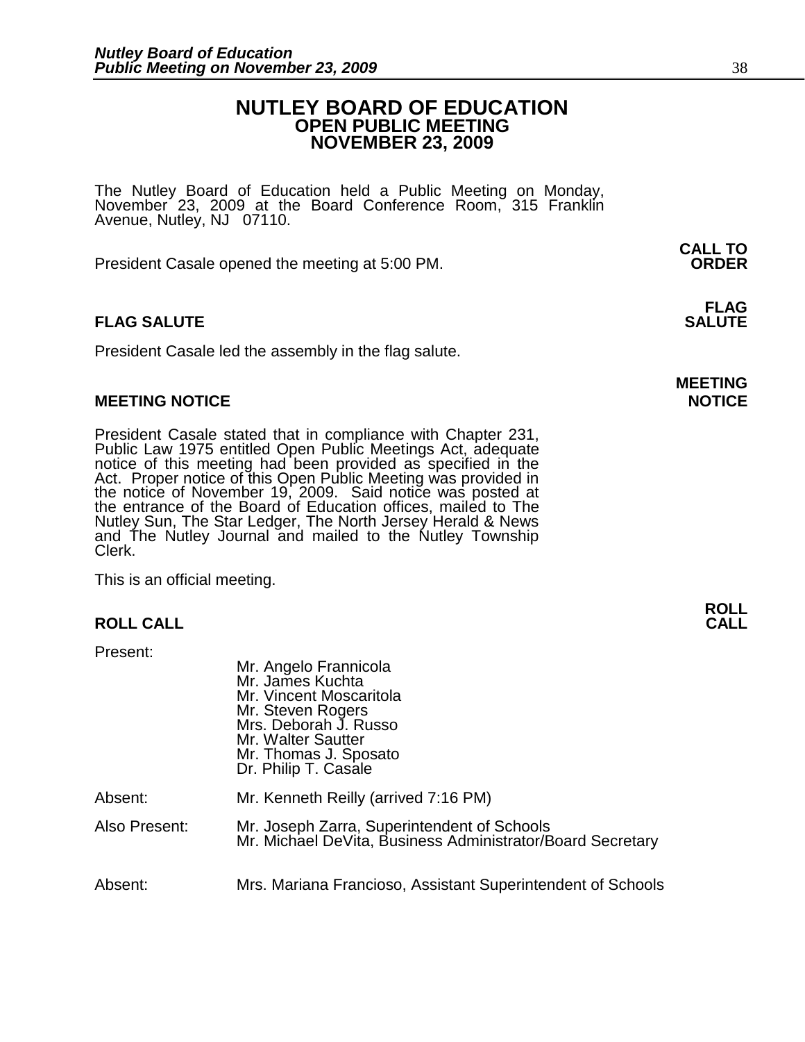# NUTLEY BOARD OF EDUCATION
## OPEN PUBLIC MEETING
## NOVEMBER 23, 2009

The Nutley Board of Education held a Public Meeting on Monday, November 23, 2009 at the Board Conference Room, 315 Franklin Avenue, Nutley, NJ 07110.

**CALL TO ORDER**

President Casale opened the meeting at 5:00 PM.

**FLAG SALUTE**

President Casale led the assembly in the flag salute.

**MEETING NOTICE**

President Casale stated that in compliance with Chapter 231, Public Law 1975 entitled Open Public Meetings Act, adequate notice of this meeting had been provided as specified in the Act. Proper notice of this Open Public Meeting was provided in the notice of November 19, 2009. Said notice was posted at the entrance of the Board of Education offices, mailed to The Nutley Sun, The Star Ledger, The North Jersey Herald & News and The Nutley Journal and mailed to the Nutley Township Clerk.

This is an official meeting.

**ROLL CALL**

Present:
- Mr. Angelo Frannicola
- Mr. James Kuchta
- Mr. Vincent Moscaritola
- Mr. Steven Rogers
- Mrs. Deborah J. Russo
- Mr. Walter Sautter
- Mr. Thomas J. Sposato
- Dr. Philip T. Casale

Absent: Mr. Kenneth Reilly (arrived 7:16 PM)

Also Present:
- Mr. Joseph Zarra, Superintendent of Schools
- Mr. Michael DeVita, Business Administrator/Board Secretary

Absent: Mrs. Mariana Francioso, Assistant Superintendent of Schools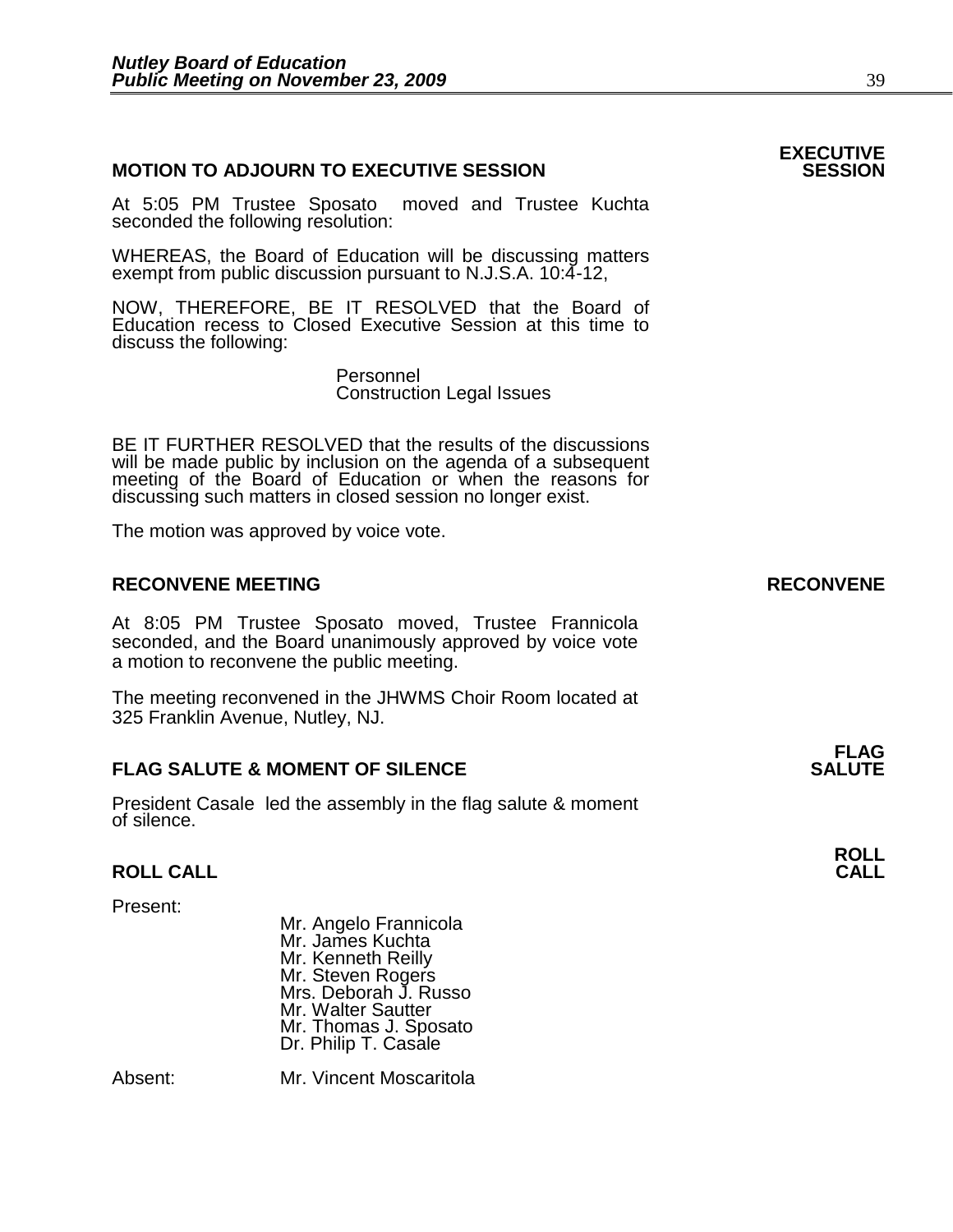## MOTION TO ADJOURN TO EXECUTIVE SESSION

**EXECUTIVE SESSION**

At 5:05 PM Trustee Sposato moved and Trustee Kuchta seconded the following resolution:

WHEREAS, the Board of Education will be discussing matters exempt from public discussion pursuant to N.J.S.A. 10:4-12,

NOW, THEREFORE, BE IT RESOLVED that the Board of Education recess to Closed Executive Session at this time to discuss the following:

Personnel
Construction Legal Issues

BE IT FURTHER RESOLVED that the results of the discussions will be made public by inclusion on the agenda of a subsequent meeting of the Board of Education or when the reasons for discussing such matters in closed session no longer exist.

The motion was approved by voice vote.

## RECONVENE MEETING

**RECONVENE**

At 8:05 PM Trustee Sposato moved, Trustee Frannicola seconded, and the Board unanimously approved by voice vote a motion to reconvene the public meeting.

The meeting reconvened in the JHWMS Choir Room located at 325 Franklin Avenue, Nutley, NJ.

## FLAG SALUTE & MOMENT OF SILENCE

**FLAG SALUTE**

President Casale led the assembly in the flag salute & moment of silence.

## ROLL CALL

**ROLL CALL**

Present:

Mr. Angelo Frannicola
Mr. James Kuchta
Mr. Kenneth Reilly
Mr. Steven Rogers
Mrs. Deborah J. Russo
Mr. Walter Sautter
Mr. Thomas J. Sposato
Dr. Philip T. Casale

Absent: Mr. Vincent Moscaritola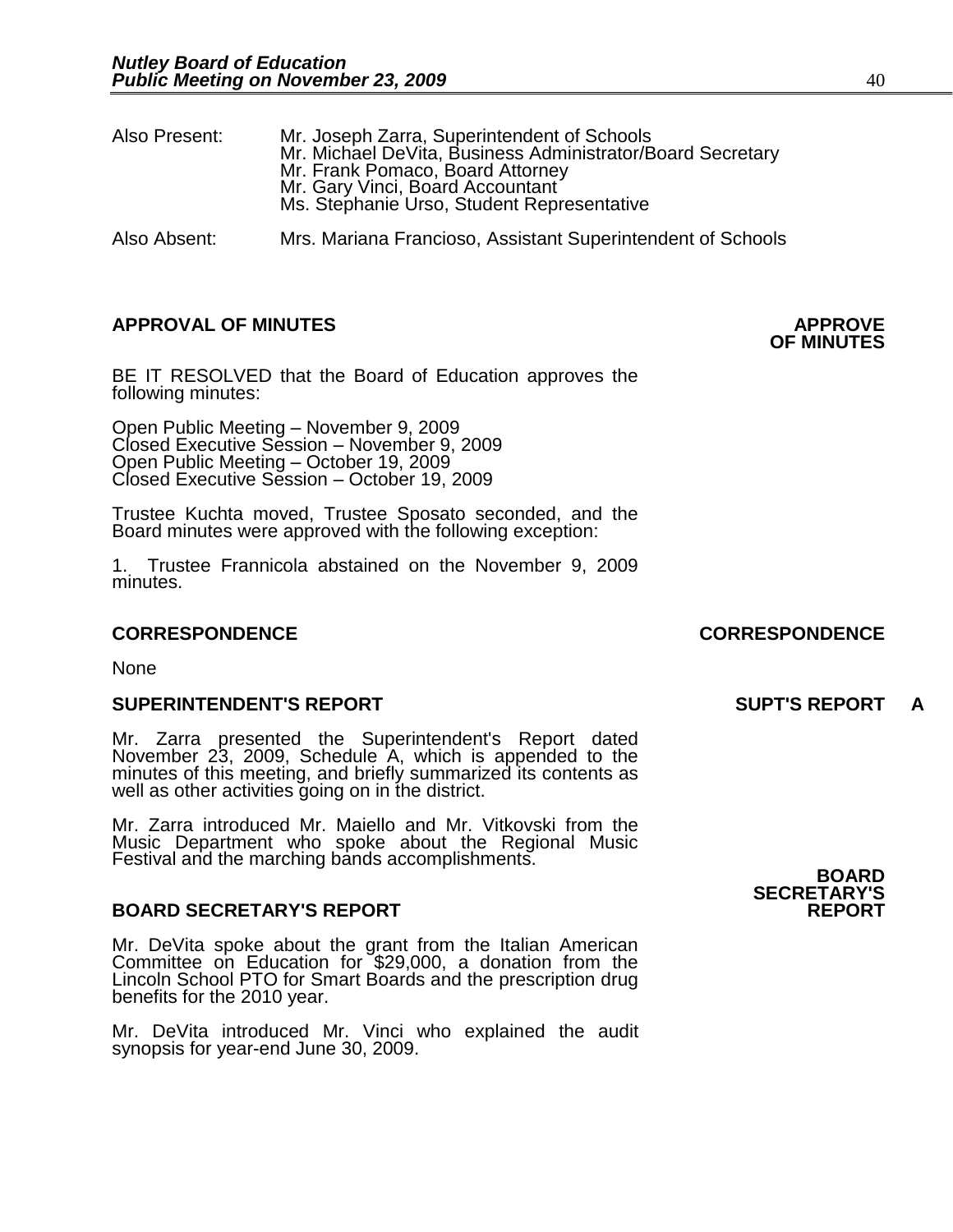Also Present: Mr. Joseph Zarra, Superintendent of Schools
Mr. Michael DeVita, Business Administrator/Board Secretary
Mr. Frank Pomaco, Board Attorney
Mr. Gary Vinci, Board Accountant
Ms. Stephanie Urso, Student Representative

Also Absent: Mrs. Mariana Francioso, Assistant Superintendent of Schools

**APPROVAL OF MINUTES** **APPROVE OF MINUTES**

BE IT RESOLVED that the Board of Education approves the following minutes:

Open Public Meeting – November 9, 2009
Closed Executive Session – November 9, 2009
Open Public Meeting – October 19, 2009
Closed Executive Session – October 19, 2009

Trustee Kuchta moved, Trustee Sposato seconded, and the Board minutes were approved with the following exception:

1. Trustee Frannicola abstained on the November 9, 2009 minutes.

**CORRESPONDENCE** **CORRESPONDENCE**

None

**SUPERINTENDENT'S REPORT** **SUPT'S REPORT A**

Mr. Zarra presented the Superintendent's Report dated November 23, 2009, Schedule A, which is appended to the minutes of this meeting, and briefly summarized its contents as well as other activities going on in the district.

Mr. Zarra introduced Mr. Maiello and Mr. Vitkovski from the Music Department who spoke about the Regional Music Festival and the marching bands accomplishments.

**BOARD SECRETARY'S REPORT** **BOARD SECRETARY'S REPORT**

Mr. DeVita spoke about the grant from the Italian American Committee on Education for $29,000, a donation from the Lincoln School PTO for Smart Boards and the prescription drug benefits for the 2010 year.

Mr. DeVita introduced Mr. Vinci who explained the audit synopsis for year-end June 30, 2009.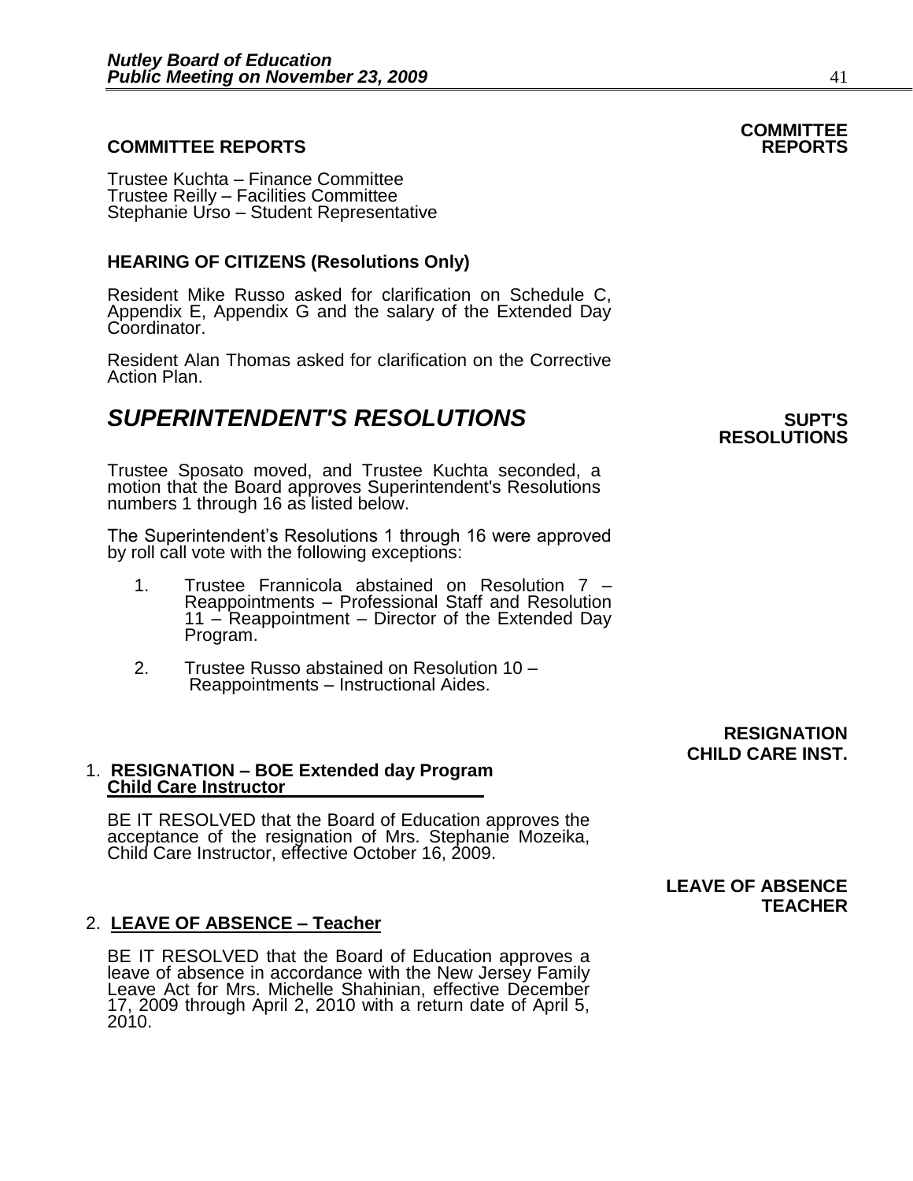## COMMITTEE REPORTS

**COMMITTEE REPORTS**

Trustee Kuchta – Finance Committee
Trustee Reilly – Facilities Committee
Stephanie Urso – Student Representative

**HEARING OF CITIZENS (Resolutions Only)**

Resident Mike Russo asked for clarification on Schedule C, Appendix E, Appendix G and the salary of the Extended Day Coordinator.

Resident Alan Thomas asked for clarification on the Corrective Action Plan.

## *SUPERINTENDENT'S RESOLUTIONS*

**SUPT'S RESOLUTIONS**

Trustee Sposato moved, and Trustee Kuchta seconded, a motion that the Board approves Superintendent's Resolutions numbers 1 through 16 as listed below.

The Superintendent's Resolutions 1 through 16 were approved by roll call vote with the following exceptions:

1. Trustee Frannicola abstained on Resolution 7 – Reappointments – Professional Staff and Resolution 11 – Reappointment – Director of the Extended Day Program.
2. Trustee Russo abstained on Resolution 10 – Reappointments – Instructional Aides.

**RESIGNATION CHILD CARE INST.**

1. **<u>RESIGNATION – BOE Extended day Program Child Care Instructor</u>**

BE IT RESOLVED that the Board of Education approves the acceptance of the resignation of Mrs. Stephanie Mozeika, Child Care Instructor, effective October 16, 2009.

**LEAVE OF ABSENCE TEACHER**

2. **<u>LEAVE OF ABSENCE – Teacher</u>**

BE IT RESOLVED that the Board of Education approves a leave of absence in accordance with the New Jersey Family Leave Act for Mrs. Michelle Shahinian, effective December 17, 2009 through April 2, 2010 with a return date of April 5, 2010.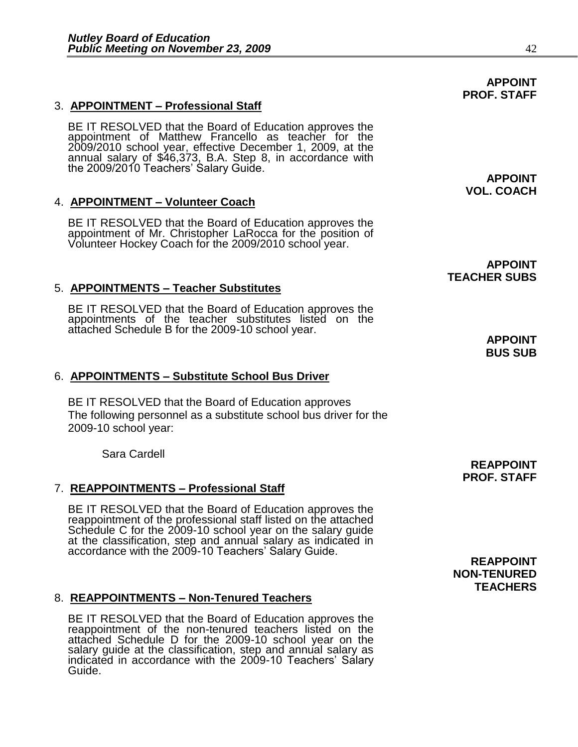**APPOINT PROF. STAFF**

3. **APPOINTMENT – Professional Staff**

   BE IT RESOLVED that the Board of Education approves the appointment of Matthew Francello as teacher for the 2009/2010 school year, effective December 1, 2009, at the annual salary of $46,373, B.A. Step 8, in accordance with the 2009/2010 Teachers' Salary Guide.

**APPOINT VOL. COACH**

4. **APPOINTMENT – Volunteer Coach**

   BE IT RESOLVED that the Board of Education approves the appointment of Mr. Christopher LaRocca for the position of Volunteer Hockey Coach for the 2009/2010 school year.

**APPOINT TEACHER SUBS**

5. **APPOINTMENTS – Teacher Substitutes**

   BE IT RESOLVED that the Board of Education approves the appointments of the teacher substitutes listed on the attached Schedule B for the 2009-10 school year.

**APPOINT BUS SUB**

6. **APPOINTMENTS – Substitute School Bus Driver**

   BE IT RESOLVED that the Board of Education approves The following personnel as a substitute school bus driver for the 2009-10 school year:

   Sara Cardell

**REAPPOINT PROF. STAFF**

7. **REAPPOINTMENTS – Professional Staff**

   BE IT RESOLVED that the Board of Education approves the reappointment of the professional staff listed on the attached Schedule C for the 2009-10 school year on the salary guide at the classification, step and annual salary as indicated in accordance with the 2009-10 Teachers' Salary Guide.

**REAPPOINT NON-TENURED TEACHERS**

8. **REAPPOINTMENTS – Non-Tenured Teachers**

   BE IT RESOLVED that the Board of Education approves the reappointment of the non-tenured teachers listed on the attached Schedule D for the 2009-10 school year on the salary guide at the classification, step and annual salary as indicated in accordance with the 2009-10 Teachers' Salary Guide.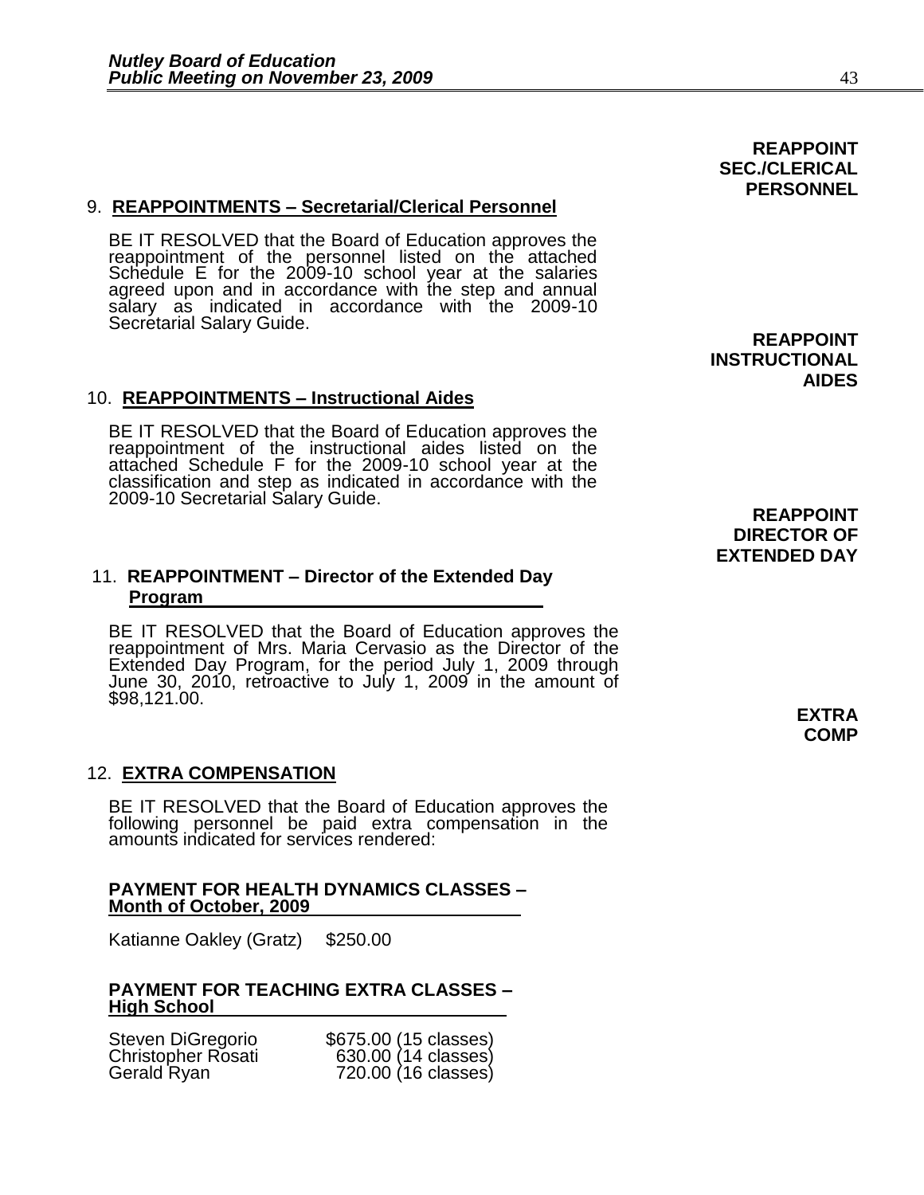**REAPPOINT SEC./CLERICAL PERSONNEL**

9. **REAPPOINTMENTS – Secretarial/Clerical Personnel**

BE IT RESOLVED that the Board of Education approves the reappointment of the personnel listed on the attached Schedule E for the 2009-10 school year at the salaries agreed upon and in accordance with the step and annual salary as indicated in accordance with the 2009-10 Secretarial Salary Guide.

**REAPPOINT INSTRUCTIONAL AIDES**

10. **REAPPOINTMENTS – Instructional Aides**

BE IT RESOLVED that the Board of Education approves the reappointment of the instructional aides listed on the attached Schedule F for the 2009-10 school year at the classification and step as indicated in accordance with the 2009-10 Secretarial Salary Guide.

**REAPPOINT DIRECTOR OF EXTENDED DAY**

11. **REAPPOINTMENT – Director of the Extended Day Program**

BE IT RESOLVED that the Board of Education approves the reappointment of Mrs. Maria Cervasio as the Director of the Extended Day Program, for the period July 1, 2009 through June 30, 2010, retroactive to July 1, 2009 in the amount of $98,121.00.

**EXTRA COMP**

12. **EXTRA COMPENSATION**

BE IT RESOLVED that the Board of Education approves the following personnel be paid extra compensation in the amounts indicated for services rendered:

**PAYMENT FOR HEALTH DYNAMICS CLASSES – Month of October, 2009**

Katianne Oakley (Gratz) $250.00

**PAYMENT FOR TEACHING EXTRA CLASSES – High School**

| | |
|---|---|
| Steven DiGregorio | $675.00 (15 classes) |
| Christopher Rosati | 630.00 (14 classes) |
| Gerald Ryan | 720.00 (16 classes) |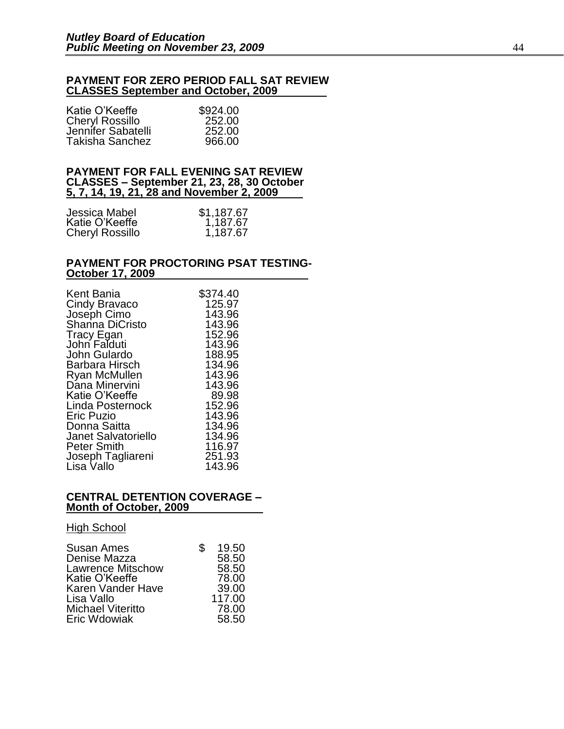**PAYMENT FOR ZERO PERIOD FALL SAT REVIEW CLASSES September and October, 2009**

| | |
|---|---|
| Katie O'Keeffe | $924.00 |
| Cheryl Rossillo | 252.00 |
| Jennifer Sabatelli | 252.00 |
| Takisha Sanchez | 966.00 |

**PAYMENT FOR FALL EVENING SAT REVIEW CLASSES – September 21, 23, 28, 30 October 5, 7, 14, 19, 21, 28 and November 2, 2009**

| | |
|---|---|
| Jessica Mabel | $1,187.67 |
| Katie O'Keeffe | 1,187.67 |
| Cheryl Rossillo | 1,187.67 |

**PAYMENT FOR PROCTORING PSAT TESTING- October 17, 2009**

| | |
|---|---|
| Kent Bania | $374.40 |
| Cindy Bravaco | 125.97 |
| Joseph Cimo | 143.96 |
| Shanna DiCristo | 143.96 |
| Tracy Egan | 152.96 |
| John Falduti | 143.96 |
| John Gulardo | 188.95 |
| Barbara Hirsch | 134.96 |
| Ryan McMullen | 143.96 |
| Dana Minervini | 143.96 |
| Katie O'Keeffe | 89.98 |
| Linda Posternock | 152.96 |
| Eric Puzio | 143.96 |
| Donna Saitta | 134.96 |
| Janet Salvatoriello | 134.96 |
| Peter Smith | 116.97 |
| Joseph Tagliareni | 251.93 |
| Lisa Vallo | 143.96 |

**CENTRAL DETENTION COVERAGE – Month of October, 2009**

High School

| | |
|---|---|
| Susan Ames | $ 19.50 |
| Denise Mazza | 58.50 |
| Lawrence Mitschow | 58.50 |
| Katie O'Keeffe | 78.00 |
| Karen Vander Have | 39.00 |
| Lisa Vallo | 117.00 |
| Michael Viteritto | 78.00 |
| Eric Wdowiak | 58.50 |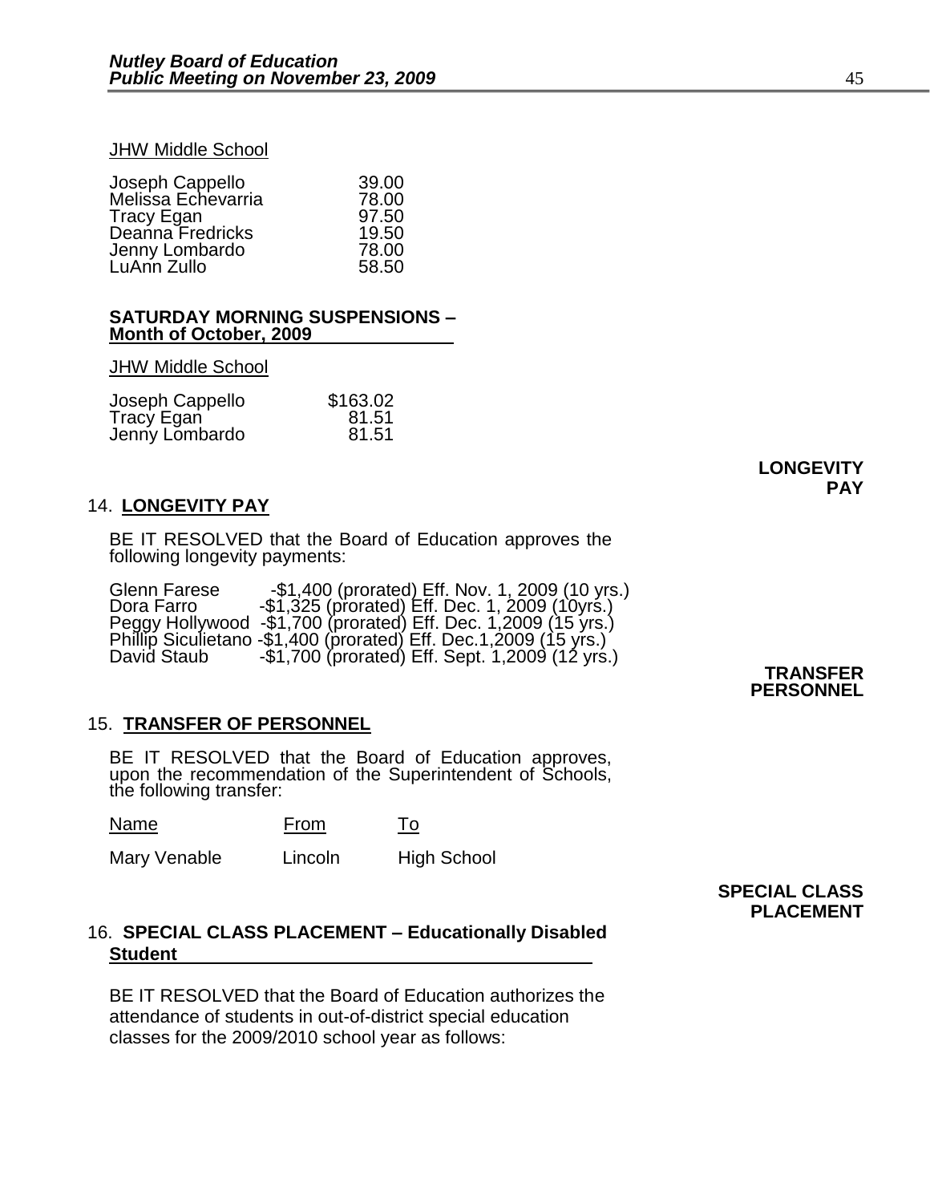JHW Middle School

| | |
|---|---|
| Joseph Cappello | 39.00 |
| Melissa Echevarria | 78.00 |
| Tracy Egan | 97.50 |
| Deanna Fredricks | 19.50 |
| Jenny Lombardo | 78.00 |
| LuAnn Zullo | 58.50 |

**SATURDAY MORNING SUSPENSIONS – Month of October, 2009**

JHW Middle School

| | |
|---|---|
| Joseph Cappello | $163.02 |
| Tracy Egan | 81.51 |
| Jenny Lombardo | 81.51 |

**LONGEVITY PAY**

14. **LONGEVITY PAY**

BE IT RESOLVED that the Board of Education approves the following longevity payments:

Glenn Farese -$1,400 (prorated) Eff. Nov. 1, 2009 (10 yrs.)
Dora Farro -$1,325 (prorated) Eff. Dec. 1, 2009 (10yrs.)
Peggy Hollywood -$1,700 (prorated) Eff. Dec. 1,2009 (15 yrs.)
Phillip Siculietano -$1,400 (prorated) Eff. Dec.1,2009 (15 yrs.)
David Staub -$1,700 (prorated) Eff. Sept. 1,2009 (12 yrs.)

**TRANSFER PERSONNEL**

15. **TRANSFER OF PERSONNEL**

BE IT RESOLVED that the Board of Education approves, upon the recommendation of the Superintendent of Schools, the following transfer:

| Name | From | To |
|---|---|---|
| Mary Venable | Lincoln | High School |

**SPECIAL CLASS PLACEMENT**

16. **SPECIAL CLASS PLACEMENT – Educationally Disabled Student**

BE IT RESOLVED that the Board of Education authorizes the attendance of students in out-of-district special education classes for the 2009/2010 school year as follows: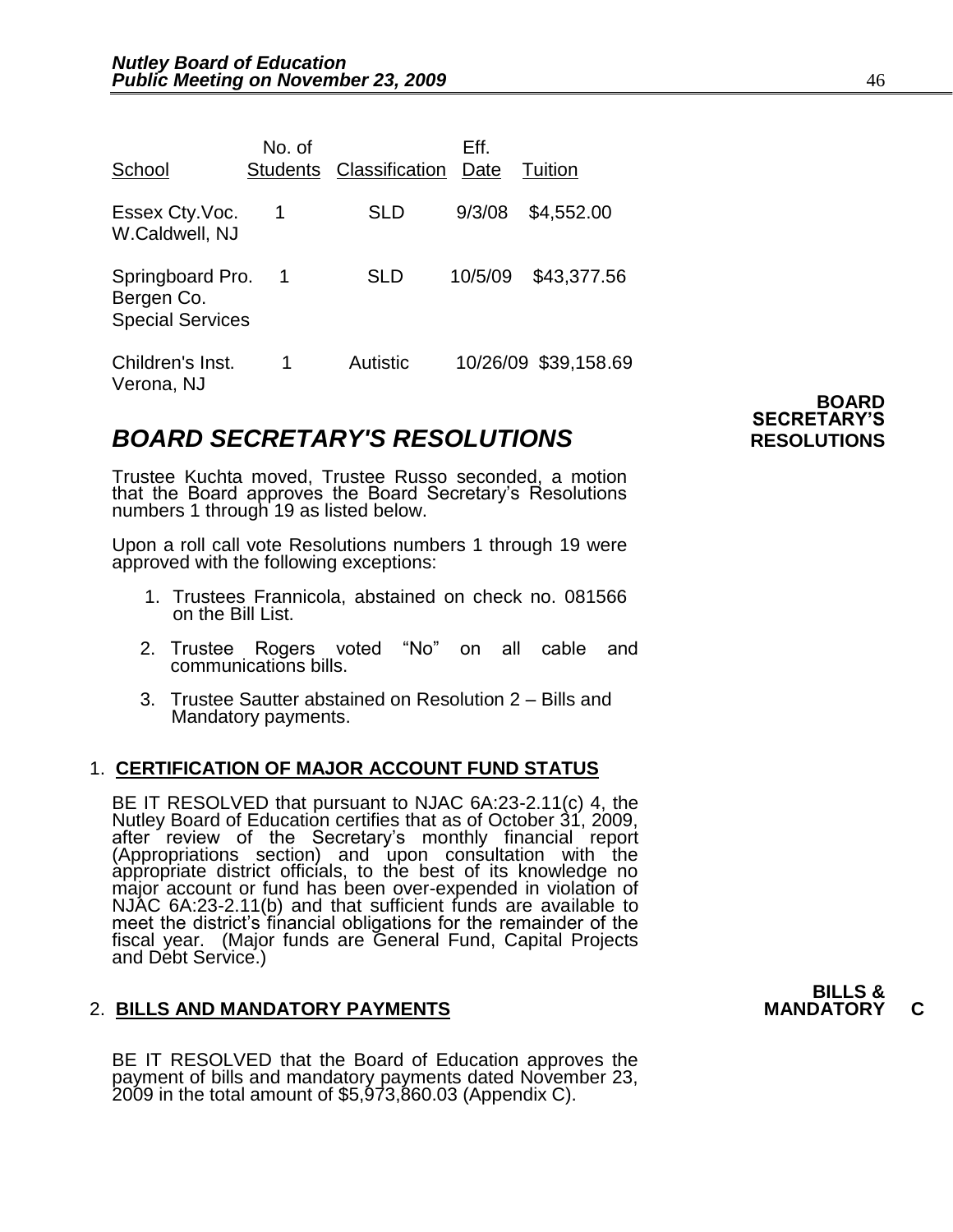| School | No. of Students | Classification | Eff. Date | Tuition |
|---|---|---|---|---|
| Essex Cty.Voc. W.Caldwell, NJ | 1 | SLD | 9/3/08 | $4,552.00 |
| Springboard Pro. Bergen Co. Special Services | 1 | SLD | 10/5/09 | $43,377.56 |
| Children's Inst. Verona, NJ | 1 | Autistic | 10/26/09 | $39,158.69 |

**BOARD SECRETARY'S RESOLUTIONS**

## *BOARD SECRETARY'S RESOLUTIONS*

Trustee Kuchta moved, Trustee Russo seconded, a motion that the Board approves the Board Secretary's Resolutions numbers 1 through 19 as listed below.

Upon a roll call vote Resolutions numbers 1 through 19 were approved with the following exceptions:

1. Trustees Frannicola, abstained on check no. 081566 on the Bill List.
2. Trustee Rogers voted "No" on all cable and communications bills.
3. Trustee Sautter abstained on Resolution 2 – Bills and Mandatory payments.

1. **CERTIFICATION OF MAJOR ACCOUNT FUND STATUS**

BE IT RESOLVED that pursuant to NJAC 6A:23-2.11(c) 4, the Nutley Board of Education certifies that as of October 31, 2009, after review of the Secretary's monthly financial report (Appropriations section) and upon consultation with the appropriate district officials, to the best of its knowledge no major account or fund has been over-expended in violation of NJAC 6A:23-2.11(b) and that sufficient funds are available to meet the district's financial obligations for the remainder of the fiscal year. (Major funds are General Fund, Capital Projects and Debt Service.)

**BILLS & MANDATORY C**

2. **BILLS AND MANDATORY PAYMENTS**

BE IT RESOLVED that the Board of Education approves the payment of bills and mandatory payments dated November 23, 2009 in the total amount of $5,973,860.03 (Appendix C).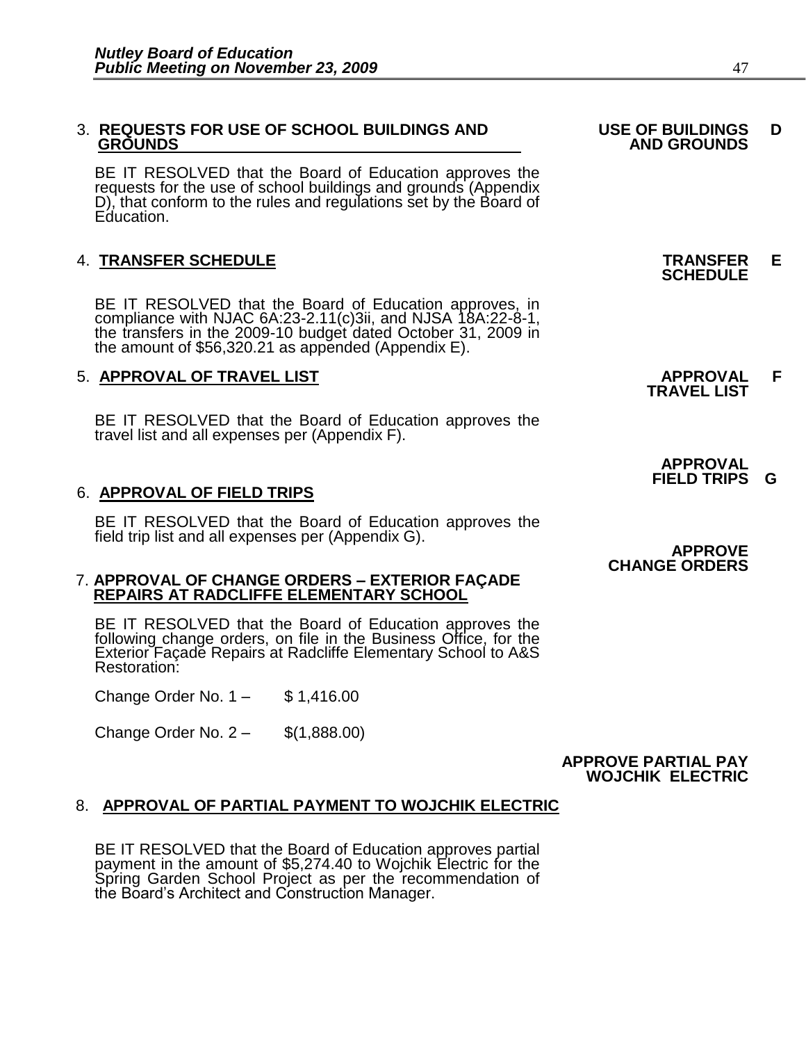3. **REQUESTS FOR USE OF SCHOOL BUILDINGS AND GROUNDS**

**USE OF BUILDINGS AND GROUNDS D**

BE IT RESOLVED that the Board of Education approves the requests for the use of school buildings and grounds (Appendix D), that conform to the rules and regulations set by the Board of Education.

4. **TRANSFER SCHEDULE**

**TRANSFER SCHEDULE E**

BE IT RESOLVED that the Board of Education approves, in compliance with NJAC 6A:23-2.11(c)3ii, and NJSA 18A:22-8-1, the transfers in the 2009-10 budget dated October 31, 2009 in the amount of $56,320.21 as appended (Appendix E).

5. **APPROVAL OF TRAVEL LIST**

**APPROVAL TRAVEL LIST F**

BE IT RESOLVED that the Board of Education approves the travel list and all expenses per (Appendix F).

**APPROVAL FIELD TRIPS G**

6. **APPROVAL OF FIELD TRIPS**

BE IT RESOLVED that the Board of Education approves the field trip list and all expenses per (Appendix G).

**APPROVE CHANGE ORDERS**

7. **APPROVAL OF CHANGE ORDERS – EXTERIOR FAÇADE REPAIRS AT RADCLIFFE ELEMENTARY SCHOOL**

BE IT RESOLVED that the Board of Education approves the following change orders, on file in the Business Office, for the Exterior Façade Repairs at Radcliffe Elementary School to A&S Restoration:

Change Order No. 1 – $ 1,416.00

Change Order No. 2 – $(1,888.00)

**APPROVE PARTIAL PAY WOJCHIK ELECTRIC**

8. **APPROVAL OF PARTIAL PAYMENT TO WOJCHIK ELECTRIC**

BE IT RESOLVED that the Board of Education approves partial payment in the amount of $5,274.40 to Wojchik Electric for the Spring Garden School Project as per the recommendation of the Board's Architect and Construction Manager.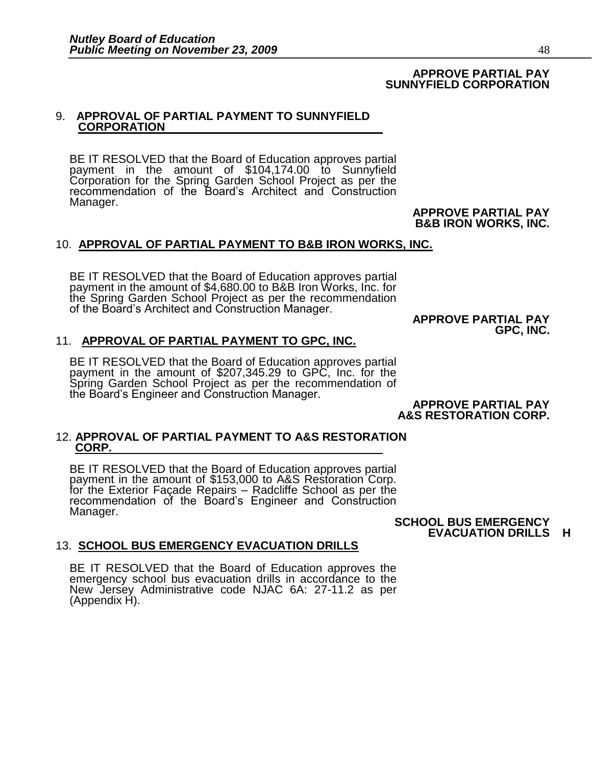**APPROVE PARTIAL PAY SUNNYFIELD CORPORATION**

9. **APPROVAL OF PARTIAL PAYMENT TO SUNNYFIELD CORPORATION**

BE IT RESOLVED that the Board of Education approves partial payment in the amount of $104,174.00 to Sunnyfield Corporation for the Spring Garden School Project as per the recommendation of the Board's Architect and Construction Manager.

**APPROVE PARTIAL PAY B&B IRON WORKS, INC.**

10. **APPROVAL OF PARTIAL PAYMENT TO B&B IRON WORKS, INC.**

BE IT RESOLVED that the Board of Education approves partial payment in the amount of $4,680.00 to B&B Iron Works, Inc. for the Spring Garden School Project as per the recommendation of the Board's Architect and Construction Manager.

**APPROVE PARTIAL PAY GPC, INC.**

11. **APPROVAL OF PARTIAL PAYMENT TO GPC, INC.**

BE IT RESOLVED that the Board of Education approves partial payment in the amount of $207,345.29 to GPC, Inc. for the Spring Garden School Project as per the recommendation of the Board's Engineer and Construction Manager.

**APPROVE PARTIAL PAY A&S RESTORATION CORP.**

12. **APPROVAL OF PARTIAL PAYMENT TO A&S RESTORATION CORP.**

BE IT RESOLVED that the Board of Education approves partial payment in the amount of $153,000 to A&S Restoration Corp. for the Exterior Façade Repairs – Radcliffe School as per the recommendation of the Board's Engineer and Construction Manager.

**SCHOOL BUS EMERGENCY EVACUATION DRILLS H**

13. **SCHOOL BUS EMERGENCY EVACUATION DRILLS**

BE IT RESOLVED that the Board of Education approves the emergency school bus evacuation drills in accordance to the New Jersey Administrative code NJAC 6A: 27-11.2 as per (Appendix H).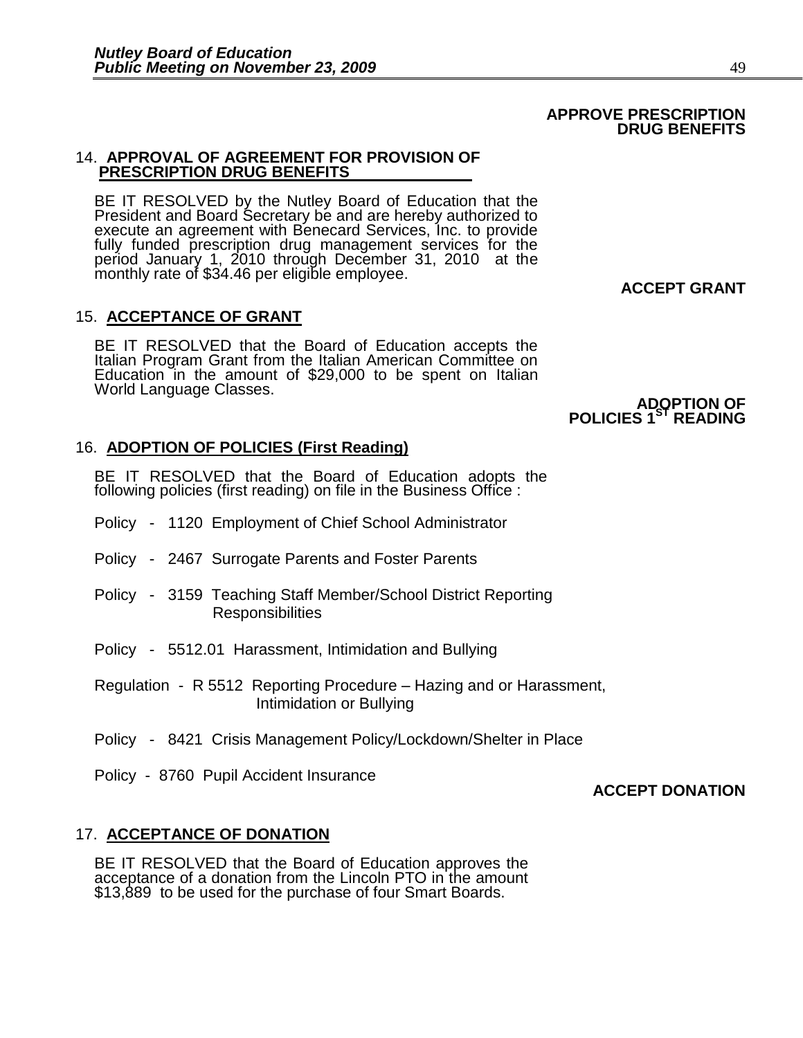**APPROVE PRESCRIPTION DRUG BENEFITS**

14. **APPROVAL OF AGREEMENT FOR PROVISION OF PRESCRIPTION DRUG BENEFITS**

BE IT RESOLVED by the Nutley Board of Education that the President and Board Secretary be and are hereby authorized to execute an agreement with Benecard Services, Inc. to provide fully funded prescription drug management services for the period January 1, 2010 through December 31, 2010 at the monthly rate of $34.46 per eligible employee.

**ACCEPT GRANT**

15. **ACCEPTANCE OF GRANT**

BE IT RESOLVED that the Board of Education accepts the Italian Program Grant from the Italian American Committee on Education in the amount of $29,000 to be spent on Italian World Language Classes.

**ADOPTION OF POLICIES 1ST READING**

16. **ADOPTION OF POLICIES (First Reading)**

BE IT RESOLVED that the Board of Education adopts the following policies (first reading) on file in the Business Office :

Policy - 1120 Employment of Chief School Administrator

Policy - 2467 Surrogate Parents and Foster Parents

Policy - 3159 Teaching Staff Member/School District Reporting Responsibilities

Policy - 5512.01 Harassment, Intimidation and Bullying

Regulation - R 5512 Reporting Procedure – Hazing and or Harassment, Intimidation or Bullying

Policy - 8421 Crisis Management Policy/Lockdown/Shelter in Place

Policy - 8760 Pupil Accident Insurance

**ACCEPT DONATION**

17. **ACCEPTANCE OF DONATION**

BE IT RESOLVED that the Board of Education approves the acceptance of a donation from the Lincoln PTO in the amount $13,889 to be used for the purchase of four Smart Boards.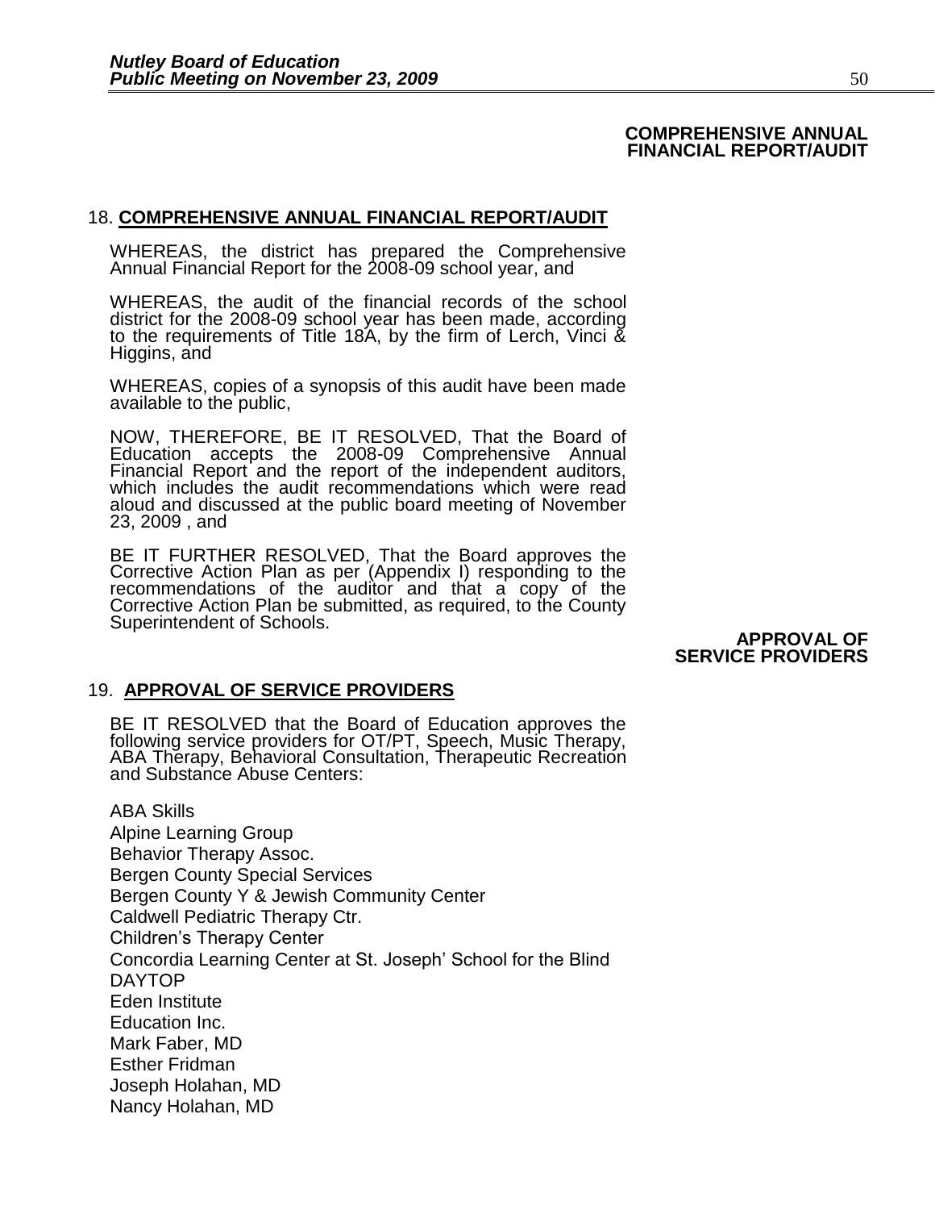**COMPREHENSIVE ANNUAL FINANCIAL REPORT/AUDIT**

18. **COMPREHENSIVE ANNUAL FINANCIAL REPORT/AUDIT**

WHEREAS, the district has prepared the Comprehensive Annual Financial Report for the 2008-09 school year, and

WHEREAS, the audit of the financial records of the school district for the 2008-09 school year has been made, according to the requirements of Title 18A, by the firm of Lerch, Vinci & Higgins, and

WHEREAS, copies of a synopsis of this audit have been made available to the public,

NOW, THEREFORE, BE IT RESOLVED, That the Board of Education accepts the 2008-09 Comprehensive Annual Financial Report and the report of the independent auditors, which includes the audit recommendations which were read aloud and discussed at the public board meeting of November 23, 2009 , and

BE IT FURTHER RESOLVED, That the Board approves the Corrective Action Plan as per (Appendix I) responding to the recommendations of the auditor and that a copy of the Corrective Action Plan be submitted, as required, to the County Superintendent of Schools.

**APPROVAL OF SERVICE PROVIDERS**

19. **APPROVAL OF SERVICE PROVIDERS**

BE IT RESOLVED that the Board of Education approves the following service providers for OT/PT, Speech, Music Therapy, ABA Therapy, Behavioral Consultation, Therapeutic Recreation and Substance Abuse Centers:

ABA Skills
Alpine Learning Group
Behavior Therapy Assoc.
Bergen County Special Services
Bergen County Y & Jewish Community Center
Caldwell Pediatric Therapy Ctr.
Children's Therapy Center
Concordia Learning Center at St. Joseph' School for the Blind
DAYTOP
Eden Institute
Education Inc.
Mark Faber, MD
Esther Fridman
Joseph Holahan, MD
Nancy Holahan, MD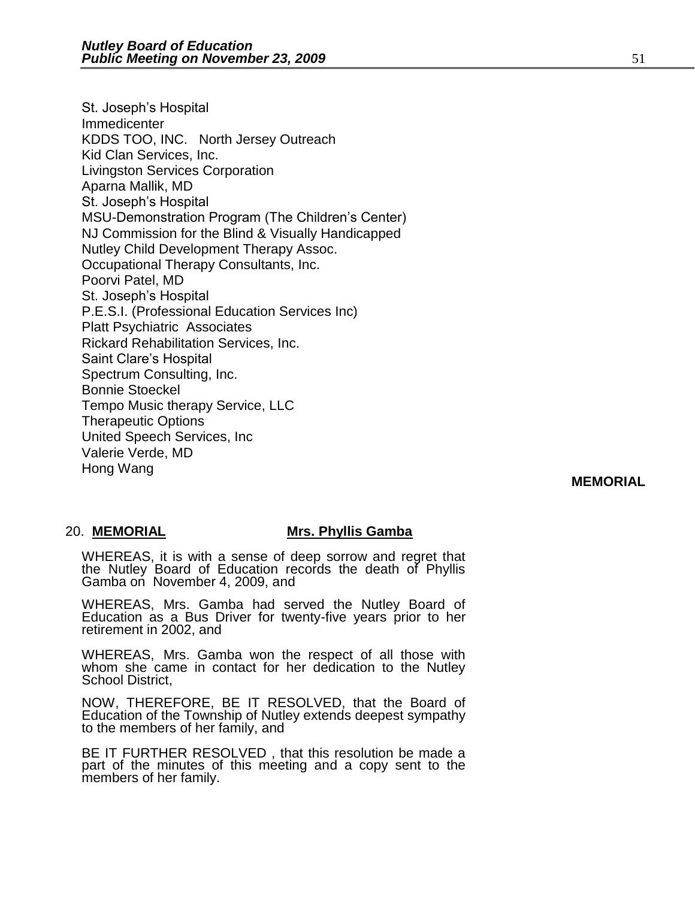St. Joseph's Hospital
Immedicenter
KDDS TOO, INC.   North Jersey Outreach
Kid Clan Services, Inc.
Livingston Services Corporation
Aparna Mallik, MD
St. Joseph's Hospital
MSU-Demonstration Program (The Children's Center)
NJ Commission for the Blind & Visually Handicapped
Nutley Child Development Therapy Assoc.
Occupational Therapy Consultants, Inc.
Poorvi Patel, MD
St. Joseph's Hospital
P.E.S.I. (Professional Education Services Inc)
Platt Psychiatric  Associates
Rickard Rehabilitation Services, Inc.
Saint Clare's Hospital
Spectrum Consulting, Inc.
Bonnie Stoeckel
Tempo Music therapy Service, LLC
Therapeutic Options
United Speech Services, Inc
Valerie Verde, MD
Hong Wang

**MEMORIAL**

20. **MEMORIAL** **Mrs. Phyllis Gamba**

WHEREAS, it is with a sense of deep sorrow and regret that the Nutley Board of Education records the death of Phyllis Gamba on  November 4, 2009, and

WHEREAS, Mrs. Gamba had served the Nutley Board of Education as a Bus Driver for twenty-five years prior to her retirement in 2002, and

WHEREAS, Mrs. Gamba won the respect of all those with whom she came in contact for her dedication to the Nutley School District,

NOW, THEREFORE, BE IT RESOLVED, that the Board of Education of the Township of Nutley extends deepest sympathy to the members of her family, and

BE IT FURTHER RESOLVED , that this resolution be made a part of the minutes of this meeting and a copy sent to the members of her family.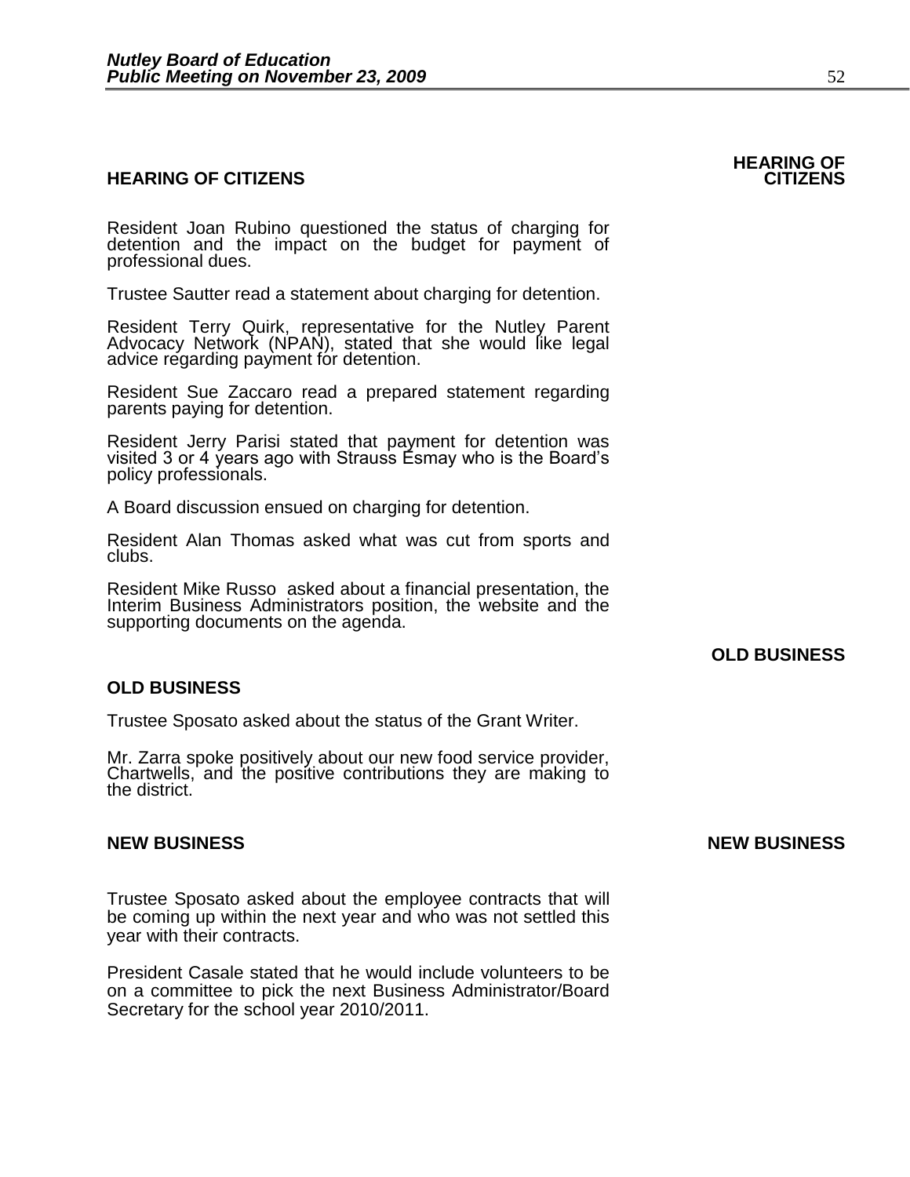## HEARING OF CITIZENS

Resident Joan Rubino questioned the status of charging for detention and the impact on the budget for payment of professional dues.

Trustee Sautter read a statement about charging for detention.

Resident Terry Quirk, representative for the Nutley Parent Advocacy Network (NPAN), stated that she would like legal advice regarding payment for detention.

Resident Sue Zaccaro read a prepared statement regarding parents paying for detention.

Resident Jerry Parisi stated that payment for detention was visited 3 or 4 years ago with Strauss Esmay who is the Board's policy professionals.

A Board discussion ensued on charging for detention.

Resident Alan Thomas asked what was cut from sports and clubs.

Resident Mike Russo asked about a financial presentation, the Interim Business Administrators position, the website and the supporting documents on the agenda.

## OLD BUSINESS

Trustee Sposato asked about the status of the Grant Writer.

Mr. Zarra spoke positively about our new food service provider, Chartwells, and the positive contributions they are making to the district.

## NEW BUSINESS

Trustee Sposato asked about the employee contracts that will be coming up within the next year and who was not settled this year with their contracts.

President Casale stated that he would include volunteers to be on a committee to pick the next Business Administrator/Board Secretary for the school year 2010/2011.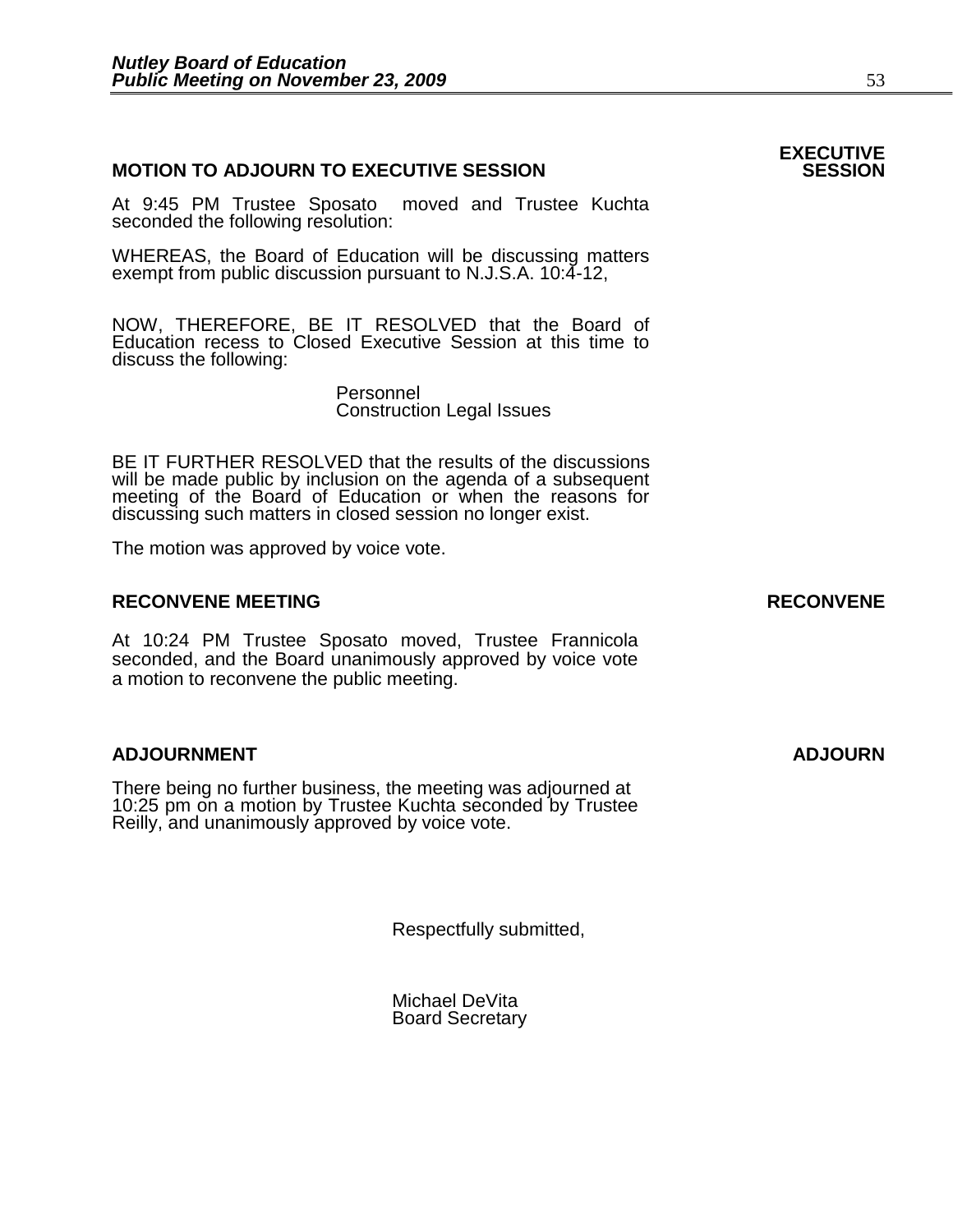**EXECUTIVE SESSION**

**MOTION TO ADJOURN TO EXECUTIVE SESSION**

At 9:45 PM Trustee Sposato moved and Trustee Kuchta seconded the following resolution:

WHEREAS, the Board of Education will be discussing matters exempt from public discussion pursuant to N.J.S.A. 10:4-12,

NOW, THEREFORE, BE IT RESOLVED that the Board of Education recess to Closed Executive Session at this time to discuss the following:

Personnel
Construction Legal Issues

BE IT FURTHER RESOLVED that the results of the discussions will be made public by inclusion on the agenda of a subsequent meeting of the Board of Education or when the reasons for discussing such matters in closed session no longer exist.

The motion was approved by voice vote.

**RECONVENE MEETING** **RECONVENE**

At 10:24 PM Trustee Sposato moved, Trustee Frannicola seconded, and the Board unanimously approved by voice vote a motion to reconvene the public meeting.

**ADJOURNMENT** **ADJOURN**

There being no further business, the meeting was adjourned at 10:25 pm on a motion by Trustee Kuchta seconded by Trustee Reilly, and unanimously approved by voice vote.

Respectfully submitted,

Michael DeVita
Board Secretary